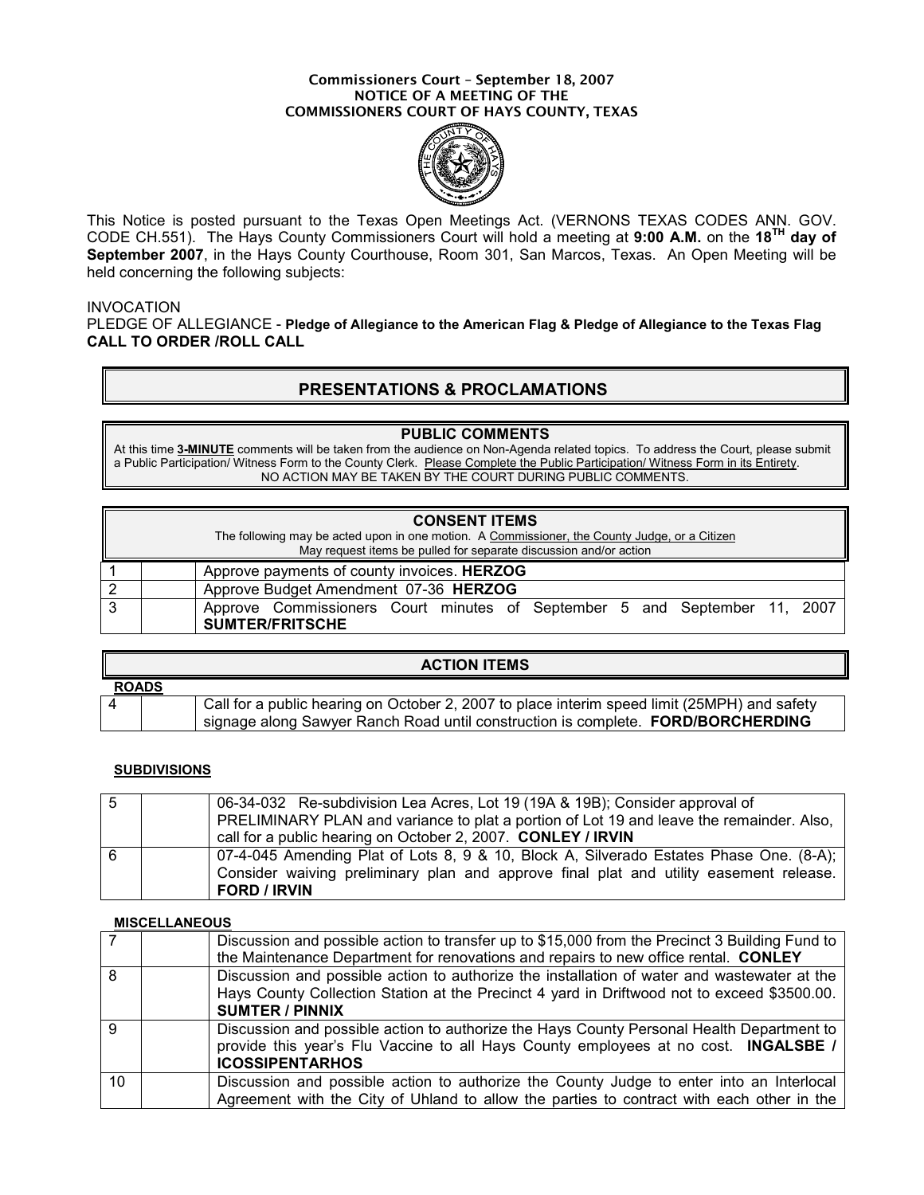**Commissioners Court – September 18, 2007**
**NOTICE OF A MEETING OF THE**
**COMMISSIONERS COURT OF HAYS COUNTY, TEXAS**

This Notice is posted pursuant to the Texas Open Meetings Act. (VERNONS TEXAS CODES ANN. GOV. CODE CH.551). The Hays County Commissioners Court will hold a meeting at **9:00 A.M.** on the **18TH day of September 2007**, in the Hays County Courthouse, Room 301, San Marcos, Texas. An Open Meeting will be held concerning the following subjects:

INVOCATION
PLEDGE OF ALLEGIANCE - **Pledge of Allegiance to the American Flag & Pledge of Allegiance to the Texas Flag**
**CALL TO ORDER /ROLL CALL**

## PRESENTATIONS & PROCLAMATIONS

### PUBLIC COMMENTS

At this time **3-MINUTE** comments will be taken from the audience on Non-Agenda related topics. To address the Court, please submit a Public Participation/ Witness Form to the County Clerk. Please Complete the Public Participation/ Witness Form in its Entirety. NO ACTION MAY BE TAKEN BY THE COURT DURING PUBLIC COMMENTS.

### CONSENT ITEMS

The following may be acted upon in one motion. A Commissioner, the County Judge, or a Citizen May request items be pulled for separate discussion and/or action

| | | |
|---|---|---|
| 1 | | Approve payments of county invoices. **HERZOG** |
| 2 | | Approve Budget Amendment 07-36 **HERZOG** |
| 3 | | Approve Commissioners Court minutes of September 5 and September 11, 2007 **SUMTER/FRITSCHE** |

### ACTION ITEMS

**ROADS**

| | | |
|---|---|---|
| 4 | | Call for a public hearing on October 2, 2007 to place interim speed limit (25MPH) and safety signage along Sawyer Ranch Road until construction is complete. **FORD/BORCHERDING** |

**SUBDIVISIONS**

| | | |
|---|---|---|
| 5 | | 06-34-032 Re-subdivision Lea Acres, Lot 19 (19A & 19B); Consider approval of PRELIMINARY PLAN and variance to plat a portion of Lot 19 and leave the remainder. Also, call for a public hearing on October 2, 2007. **CONLEY / IRVIN** |
| 6 | | 07-4-045 Amending Plat of Lots 8, 9 & 10, Block A, Silverado Estates Phase One. (8-A); Consider waiving preliminary plan and approve final plat and utility easement release. **FORD / IRVIN** |

**MISCELLANEOUS**

| | | |
|---|---|---|
| 7 | | Discussion and possible action to transfer up to $15,000 from the Precinct 3 Building Fund to the Maintenance Department for renovations and repairs to new office rental. **CONLEY** |
| 8 | | Discussion and possible action to authorize the installation of water and wastewater at the Hays County Collection Station at the Precinct 4 yard in Driftwood not to exceed $3500.00. **SUMTER / PINNIX** |
| 9 | | Discussion and possible action to authorize the Hays County Personal Health Department to provide this year's Flu Vaccine to all Hays County employees at no cost. **INGALSBE / ICOSSIPENTARHOS** |
| 10 | | Discussion and possible action to authorize the County Judge to enter into an Interlocal Agreement with the City of Uhland to allow the parties to contract with each other in the |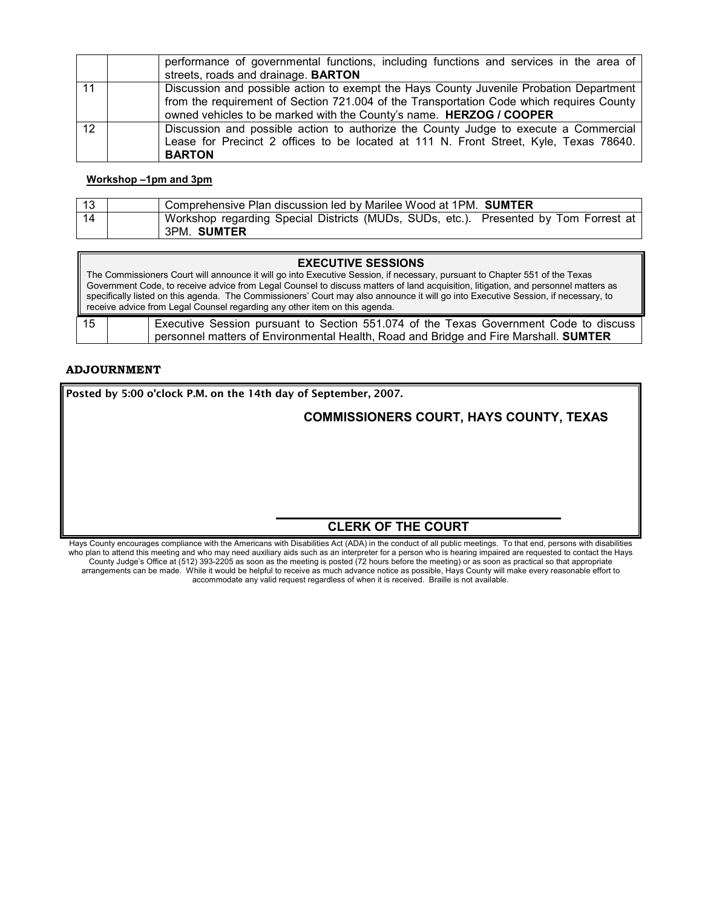| | | |
|---|---|---|
| | | performance of governmental functions, including functions and services in the area of streets, roads and drainage. **BARTON** |
| 11 | | Discussion and possible action to exempt the Hays County Juvenile Probation Department from the requirement of Section 721.004 of the Transportation Code which requires County owned vehicles to be marked with the County's name. **HERZOG / COOPER** |
| 12 | | Discussion and possible action to authorize the County Judge to execute a Commercial Lease for Precinct 2 offices to be located at 111 N. Front Street, Kyle, Texas 78640. **BARTON** |

**Workshop –1pm and 3pm**

| | | |
|---|---|---|
| 13 | | Comprehensive Plan discussion led by Marilee Wood at 1PM. **SUMTER** |
| 14 | | Workshop regarding Special Districts (MUDs, SUDs, etc.). Presented by Tom Forrest at 3PM. **SUMTER** |

**EXECUTIVE SESSIONS**

The Commissioners Court will announce it will go into Executive Session, if necessary, pursuant to Chapter 551 of the Texas Government Code, to receive advice from Legal Counsel to discuss matters of land acquisition, litigation, and personnel matters as specifically listed on this agenda. The Commissioners' Court may also announce it will go into Executive Session, if necessary, to receive advice from Legal Counsel regarding any other item on this agenda.

| | | |
|---|---|---|
| 15 | | Executive Session pursuant to Section 551.074 of the Texas Government Code to discuss personnel matters of Environmental Health, Road and Bridge and Fire Marshall. **SUMTER** |

**ADJOURNMENT**

Posted by 5:00 o'clock P.M. on the 14th day of September, 2007.

**COMMISSIONERS COURT, HAYS COUNTY, TEXAS**

**CLERK OF THE COURT**

Hays County encourages compliance with the Americans with Disabilities Act (ADA) in the conduct of all public meetings. To that end, persons with disabilities who plan to attend this meeting and who may need auxiliary aids such as an interpreter for a person who is hearing impaired are requested to contact the Hays County Judge's Office at (512) 393-2205 as soon as the meeting is posted (72 hours before the meeting) or as soon as practical so that appropriate arrangements can be made. While it would be helpful to receive as much advance notice as possible, Hays County will make every reasonable effort to accommodate any valid request regardless of when it is received. Braille is not available.